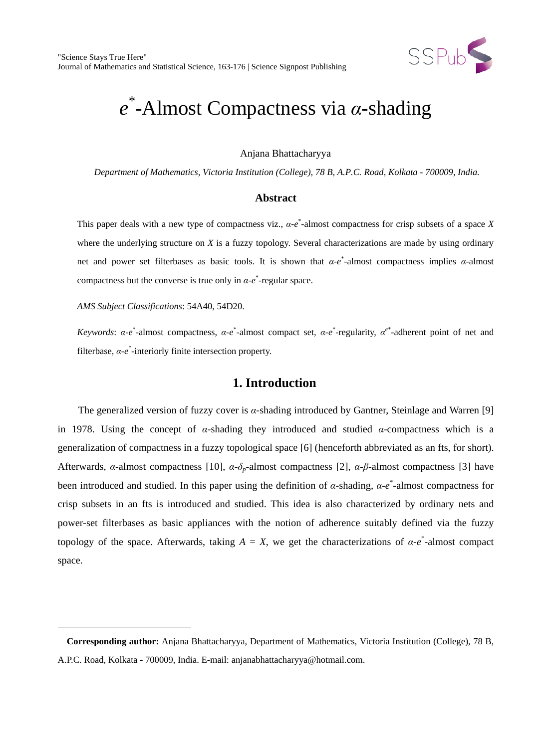# $e^*$-Almost Compactness via $\alpha$-shading

Anjana Bhattacharyya

*Department of Mathematics, Victoria Institution (College), 78 B, A.P.C. Road, Kolkata - 700009, India.*

### Abstract

This paper deals with a new type of compactness viz., $\alpha$-$e^*$-almost compactness for crisp subsets of a space $X$ where the underlying structure on $X$ is a fuzzy topology. Several characterizations are made by using ordinary net and power set filterbases as basic tools. It is shown that $\alpha$-$e^*$-almost compactness implies $\alpha$-almost compactness but the converse is true only in $\alpha$-$e^*$-regular space.

*AMS Subject Classifications*: 54A40, 54D20.

*Keywords*: $\alpha$-$e^*$-almost compactness, $\alpha$-$e^*$-almost compact set, $\alpha$-$e^*$-regularity, $\alpha^{e^*}$-adherent point of net and filterbase, $\alpha$-$e^*$-interiorly finite intersection property.

## 1. Introduction

The generalized version of fuzzy cover is $\alpha$-shading introduced by Gantner, Steinlage and Warren [9] in 1978. Using the concept of $\alpha$-shading they introduced and studied $\alpha$-compactness which is a generalization of compactness in a fuzzy topological space [6] (henceforth abbreviated as an fts, for short). Afterwards, $\alpha$-almost compactness [10], $\alpha$-$\delta_p$-almost compactness [2], $\alpha$-$\beta$-almost compactness [3] have been introduced and studied. In this paper using the definition of $\alpha$-shading, $\alpha$-$e^*$-almost compactness for crisp subsets in an fts is introduced and studied. This idea is also characterized by ordinary nets and power-set filterbases as basic appliances with the notion of adherence suitably defined via the fuzzy topology of the space. Afterwards, taking $A = X$, we get the characterizations of $\alpha$-$e^*$-almost compact space.

---

**Corresponding author:** Anjana Bhattacharyya, Department of Mathematics, Victoria Institution (College), 78 B, A.P.C. Road, Kolkata - 700009, India. E-mail: anjanabhattacharyya@hotmail.com.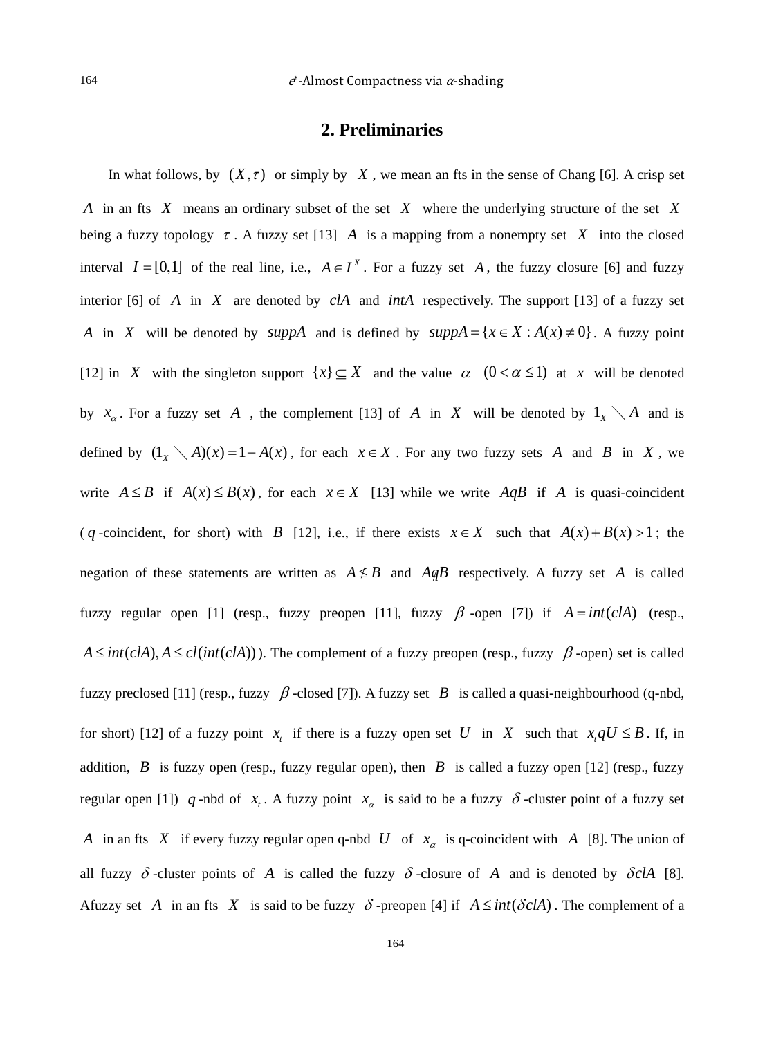## 2. Preliminaries

In what follows, by $(X,\tau)$ or simply by $X$, we mean an fts in the sense of Chang [6]. A crisp set $A$ in an fts $X$ means an ordinary subset of the set $X$ where the underlying structure of the set $X$ being a fuzzy topology $\tau$. A fuzzy set [13] $A$ is a mapping from a nonempty set $X$ into the closed interval $I=[0,1]$ of the real line, i.e., $A \in I^X$. For a fuzzy set $A$, the fuzzy closure [6] and fuzzy interior [6] of $A$ in $X$ are denoted by $clA$ and $intA$ respectively. The support [13] of a fuzzy set $A$ in $X$ will be denoted by $suppA$ and is defined by $suppA = \{x \in X : A(x) \neq 0\}$. A fuzzy point [12] in $X$ with the singleton support $\{x\} \subseteq X$ and the value $\alpha$ $(0 < \alpha \leq 1)$ at $x$ will be denoted by $x_\alpha$. For a fuzzy set $A$, the complement [13] of $A$ in $X$ will be denoted by $1_X \setminus A$ and is defined by $(1_X \setminus A)(x) = 1 - A(x)$, for each $x \in X$. For any two fuzzy sets $A$ and $B$ in $X$, we write $A \leq B$ if $A(x) \leq B(x)$, for each $x \in X$ [13] while we write $AqB$ if $A$ is quasi-coincident ($q$-coincident, for short) with $B$ [12], i.e., if there exists $x \in X$ such that $A(x) + B(x) > 1$; the negation of these statements are written as $A \not\leq B$ and $A\not{q}B$ respectively. A fuzzy set $A$ is called fuzzy regular open [1] (resp., fuzzy preopen [11], fuzzy $\beta$-open [7]) if $A = int(clA)$ (resp., $A \leq int(clA), A \leq cl(int(clA))$). The complement of a fuzzy preopen (resp., fuzzy $\beta$-open) set is called fuzzy preclosed [11] (resp., fuzzy $\beta$-closed [7]). A fuzzy set $B$ is called a quasi-neighbourhood (q-nbd, for short) [12] of a fuzzy point $x_t$ if there is a fuzzy open set $U$ in $X$ such that $x_t qU \leq B$. If, in addition, $B$ is fuzzy open (resp., fuzzy regular open), then $B$ is called a fuzzy open [12] (resp., fuzzy regular open [1]) $q$-nbd of $x_t$. A fuzzy point $x_\alpha$ is said to be a fuzzy $\delta$-cluster point of a fuzzy set $A$ in an fts $X$ if every fuzzy regular open q-nbd $U$ of $x_\alpha$ is q-coincident with $A$ [8]. The union of all fuzzy $\delta$-cluster points of $A$ is called the fuzzy $\delta$-closure of $A$ and is denoted by $\delta clA$ [8]. Afuzzy set $A$ in an fts $X$ is said to be fuzzy $\delta$-preopen [4] if $A \leq int(\delta clA)$. The complement of a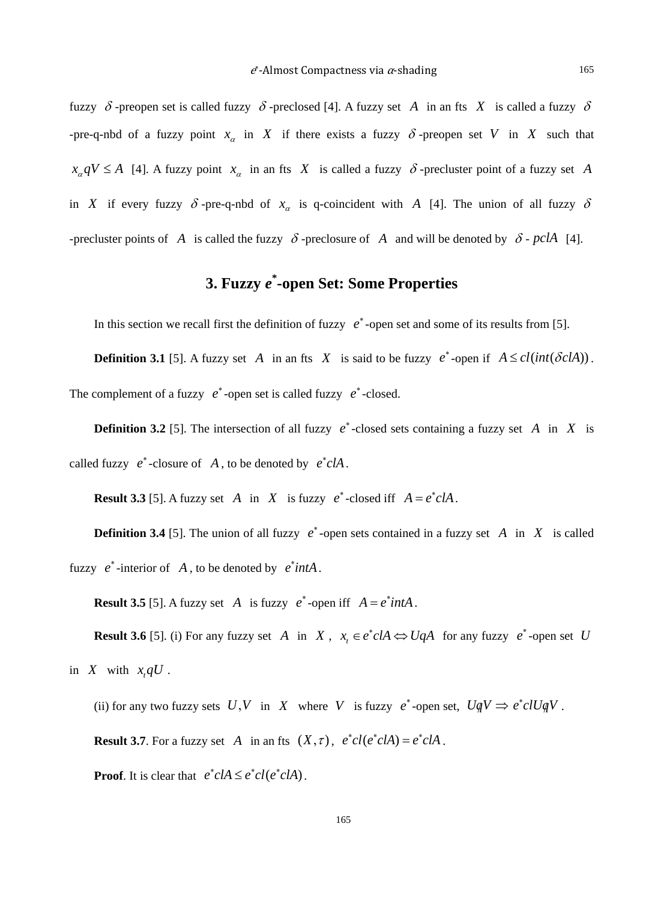fuzzy $\delta$-preopen set is called fuzzy $\delta$-preclosed [4]. A fuzzy set $A$ in an fts $X$ is called a fuzzy $\delta$-pre-q-nbd of a fuzzy point $x_\alpha$ in $X$ if there exists a fuzzy $\delta$-preopen set $V$ in $X$ such that $x_\alpha qV \leq A$ [4]. A fuzzy point $x_\alpha$ in an fts $X$ is called a fuzzy $\delta$-precluster point of a fuzzy set $A$ in $X$ if every fuzzy $\delta$-pre-q-nbd of $x_\alpha$ is q-coincident with $A$ [4]. The union of all fuzzy $\delta$-precluster points of $A$ is called the fuzzy $\delta$-preclosure of $A$ and will be denoted by $\delta$ - $pclA$ [4].

## 3. Fuzzy $e^*$-open Set: Some Properties

In this section we recall first the definition of fuzzy $e^*$-open set and some of its results from [5].

**Definition 3.1** [5]. A fuzzy set $A$ in an fts $X$ is said to be fuzzy $e^*$-open if $A \leq cl(int(\delta clA))$. The complement of a fuzzy $e^*$-open set is called fuzzy $e^*$-closed.

**Definition 3.2** [5]. The intersection of all fuzzy $e^*$-closed sets containing a fuzzy set $A$ in $X$ is called fuzzy $e^*$-closure of $A$, to be denoted by $e^*clA$.

**Result 3.3** [5]. A fuzzy set $A$ in $X$ is fuzzy $e^*$-closed iff $A = e^*clA$.

**Definition 3.4** [5]. The union of all fuzzy $e^*$-open sets contained in a fuzzy set $A$ in $X$ is called fuzzy $e^*$-interior of $A$, to be denoted by $e^*intA$.

**Result 3.5** [5]. A fuzzy set $A$ is fuzzy $e^*$-open iff $A = e^*intA$.

**Result 3.6** [5]. (i) For any fuzzy set $A$ in $X$, $x_t \in e^*clA \Leftrightarrow UqA$ for any fuzzy $e^*$-open set $U$ in $X$ with $x_t qU$.

(ii) for any two fuzzy sets $U, V$ in $X$ where $V$ is fuzzy $e^*$-open set, $U \not{q} V \Rightarrow e^*clU \not{q} V$.

**Result 3.7**. For a fuzzy set $A$ in an fts $(X, \tau)$, $e^*cl(e^*clA) = e^*clA$.

**Proof**. It is clear that $e^*clA \leq e^*cl(e^*clA)$.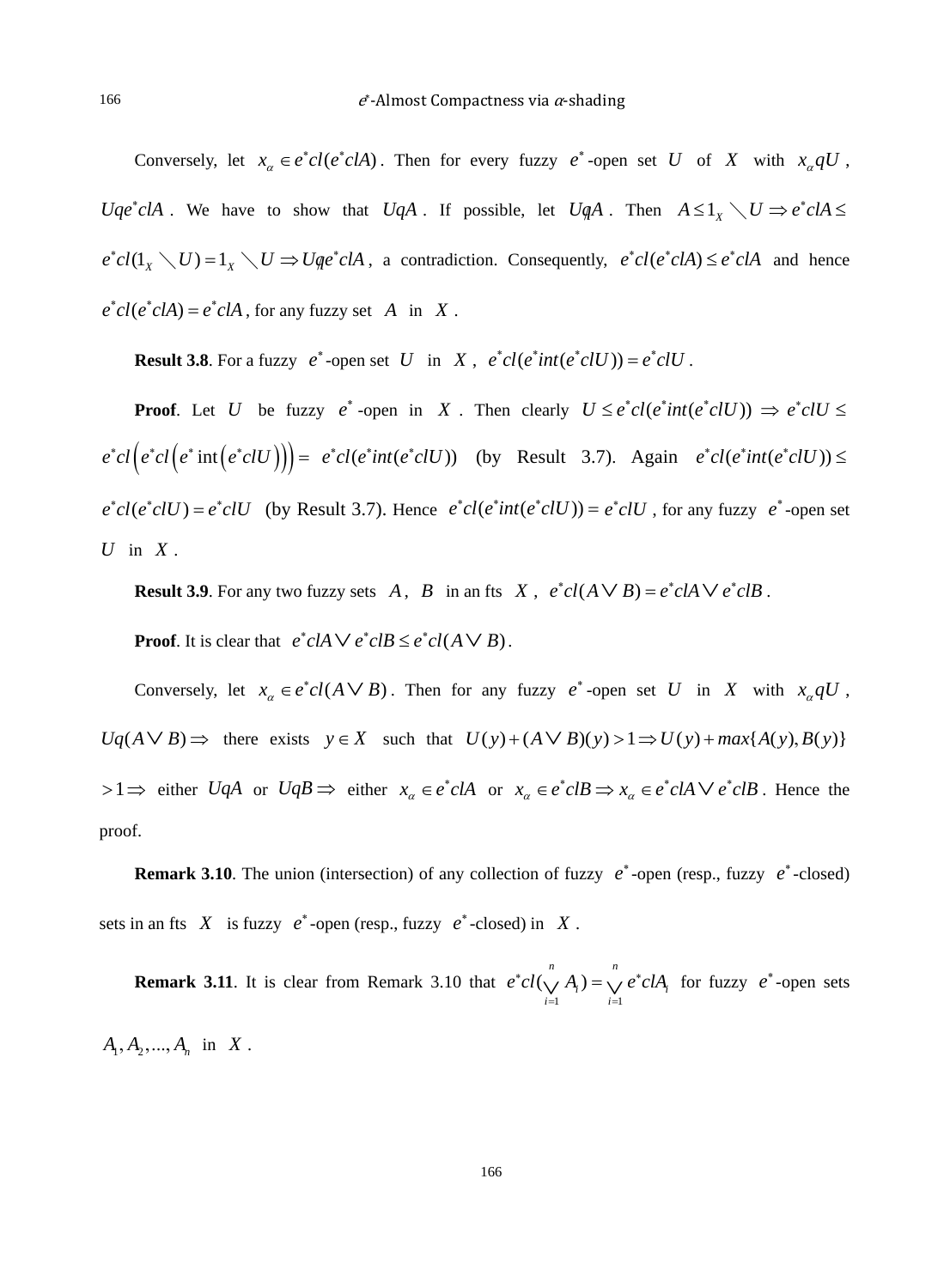Conversely, let $x_\alpha \in e^*cl(e^*clA)$. Then for every fuzzy $e^*$-open set $U$ of $X$ with $x_\alpha qU$, $Uqe^*clA$. We have to show that $UqA$. If possible, let $U\not{q}A$. Then $A \le 1_X \setminus U \Rightarrow e^*clA \le e^*cl(1_X \setminus U) = 1_X \setminus U \Rightarrow U\not{q}e^*clA$, a contradiction. Consequently, $e^*cl(e^*clA) \le e^*clA$ and hence $e^*cl(e^*clA) = e^*clA$, for any fuzzy set $A$ in $X$.

**Result 3.8**. For a fuzzy $e^*$-open set $U$ in $X$, $e^*cl(e^*int(e^*clU)) = e^*clU$.

**Proof**. Let $U$ be fuzzy $e^*$-open in $X$. Then clearly $U \le e^*cl(e^*int(e^*clU)) \Rightarrow e^*clU \le e^*cl\left(e^*cl\left(e^*\operatorname{int}\left(e^*clU\right)\right)\right) = e^*cl(e^*int(e^*clU))$ (by Result 3.7). Again $e^*cl(e^*int(e^*clU)) \le e^*cl(e^*clU) = e^*clU$ (by Result 3.7). Hence $e^*cl(e^*int(e^*clU)) = e^*clU$, for any fuzzy $e^*$-open set $U$ in $X$.

**Result 3.9**. For any two fuzzy sets $A$, $B$ in an fts $X$, $e^*cl(A \vee B) = e^*clA \vee e^*clB$.

**Proof**. It is clear that $e^*clA \vee e^*clB \le e^*cl(A \vee B)$.

Conversely, let $x_\alpha \in e^*cl(A \vee B)$. Then for any fuzzy $e^*$-open set $U$ in $X$ with $x_\alpha qU$, $Uq(A \vee B) \Rightarrow$ there exists $y \in X$ such that $U(y) + (A \vee B)(y) > 1 \Rightarrow U(y) + max\{A(y), B(y)\} > 1 \Rightarrow$ either $UqA$ or $UqB \Rightarrow$ either $x_\alpha \in e^*clA$ or $x_\alpha \in e^*clB \Rightarrow x_\alpha \in e^*clA \vee e^*clB$. Hence the proof.

**Remark 3.10**. The union (intersection) of any collection of fuzzy $e^*$-open (resp., fuzzy $e^*$-closed) sets in an fts $X$ is fuzzy $e^*$-open (resp., fuzzy $e^*$-closed) in $X$.

**Remark 3.11**. It is clear from Remark 3.10 that $e^*cl(\bigvee_{i=1}^{n} A_i) = \bigvee_{i=1}^{n} e^*clA_i$ for fuzzy $e^*$-open sets $A_1, A_2, ..., A_n$ in $X$.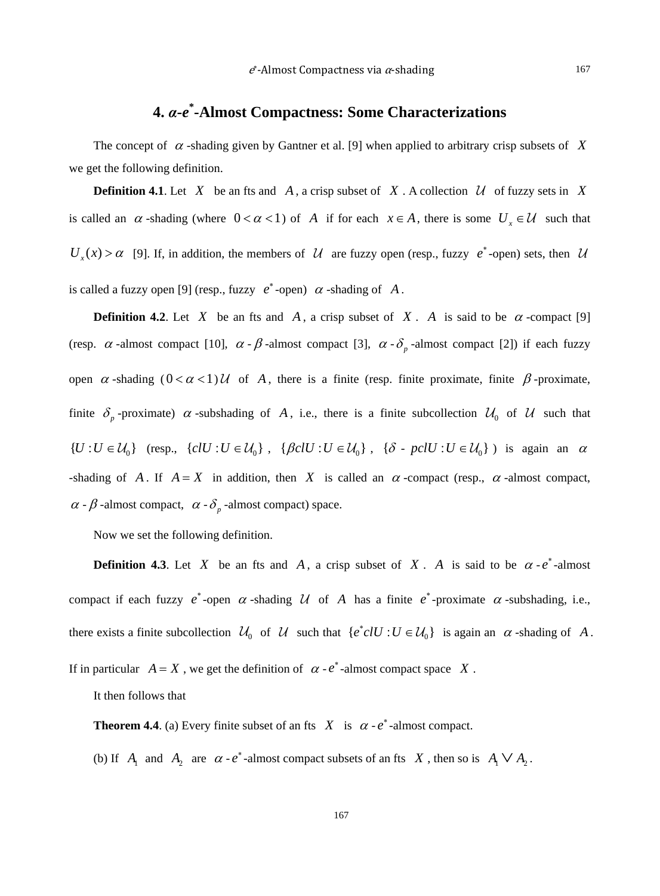## 4. $\alpha$-$e^*$-Almost Compactness: Some Characterizations

The concept of $\alpha$-shading given by Gantner et al. [9] when applied to arbitrary crisp subsets of $X$ we get the following definition.

**Definition 4.1**. Let $X$ be an fts and $A$, a crisp subset of $X$. A collection $\mathcal{U}$ of fuzzy sets in $X$ is called an $\alpha$-shading (where $0 < \alpha < 1$) of $A$ if for each $x \in A$, there is some $U_x \in \mathcal{U}$ such that $U_x(x) > \alpha$ [9]. If, in addition, the members of $\mathcal{U}$ are fuzzy open (resp., fuzzy $e^*$-open) sets, then $\mathcal{U}$ is called a fuzzy open [9] (resp., fuzzy $e^*$-open) $\alpha$-shading of $A$.

**Definition 4.2**. Let $X$ be an fts and $A$, a crisp subset of $X$. $A$ is said to be $\alpha$-compact [9] (resp. $\alpha$-almost compact [10], $\alpha$-$\beta$-almost compact [3], $\alpha$-$\delta_p$-almost compact [2]) if each fuzzy open $\alpha$-shading $(0 < \alpha < 1)\,\mathcal{U}$ of $A$, there is a finite (resp. finite proximate, finite $\beta$-proximate, finite $\delta_p$-proximate) $\alpha$-subshading of $A$, i.e., there is a finite subcollection $\mathcal{U}_0$ of $\mathcal{U}$ such that $\{U : U \in \mathcal{U}_0\}$ (resp., $\{clU : U \in \mathcal{U}_0\}$, $\{\beta clU : U \in \mathcal{U}_0\}$, $\{\delta\text{-}pclU : U \in \mathcal{U}_0\}$) is again an $\alpha$-shading of $A$. If $A = X$ in addition, then $X$ is called an $\alpha$-compact (resp., $\alpha$-almost compact, $\alpha$-$\beta$-almost compact, $\alpha$-$\delta_p$-almost compact) space.

Now we set the following definition.

**Definition 4.3**. Let $X$ be an fts and $A$, a crisp subset of $X$. $A$ is said to be $\alpha$-$e^*$-almost compact if each fuzzy $e^*$-open $\alpha$-shading $\mathcal{U}$ of $A$ has a finite $e^*$-proximate $\alpha$-subshading, i.e., there exists a finite subcollection $\mathcal{U}_0$ of $\mathcal{U}$ such that $\{e^*clU : U \in \mathcal{U}_0\}$ is again an $\alpha$-shading of $A$. If in particular $A = X$, we get the definition of $\alpha$-$e^*$-almost compact space $X$.

It then follows that

**Theorem 4.4**. (a) Every finite subset of an fts $X$ is $\alpha$-$e^*$-almost compact.

(b) If $A_1$ and $A_2$ are $\alpha$-$e^*$-almost compact subsets of an fts $X$, then so is $A_1 \vee A_2$.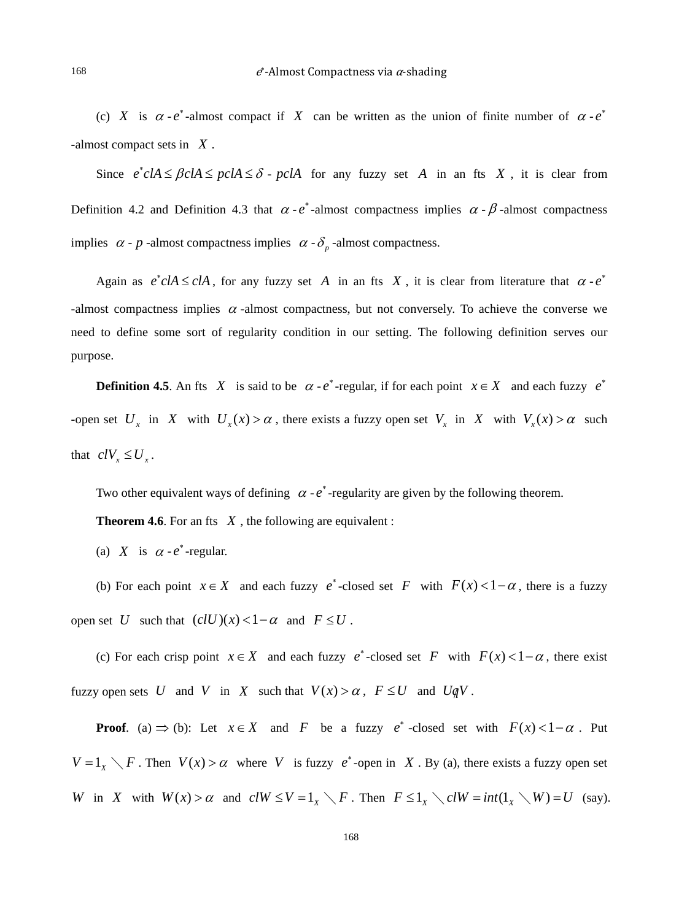(c) $X$ is $\alpha$ - $e^*$-almost compact if $X$ can be written as the union of finite number of $\alpha$ - $e^*$-almost compact sets in $X$.

Since $e^*clA \le \beta clA \le pclA \le \delta$ - $pclA$ for any fuzzy set $A$ in an fts $X$, it is clear from Definition 4.2 and Definition 4.3 that $\alpha$ - $e^*$-almost compactness implies $\alpha$ - $\beta$ -almost compactness implies $\alpha$ - $p$ -almost compactness implies $\alpha$ - $\delta_p$ -almost compactness.

Again as $e^*clA \le clA$, for any fuzzy set $A$ in an fts $X$, it is clear from literature that $\alpha$ - $e^*$-almost compactness implies $\alpha$ -almost compactness, but not conversely. To achieve the converse we need to define some sort of regularity condition in our setting. The following definition serves our purpose.

**Definition 4.5**. An fts $X$ is said to be $\alpha$ - $e^*$-regular, if for each point $x \in X$ and each fuzzy $e^*$-open set $U_x$ in $X$ with $U_x(x) > \alpha$, there exists a fuzzy open set $V_x$ in $X$ with $V_x(x) > \alpha$ such that $clV_x \le U_x$.

Two other equivalent ways of defining $\alpha$ - $e^*$-regularity are given by the following theorem.

**Theorem 4.6**. For an fts $X$, the following are equivalent :

(a) $X$ is $\alpha$ - $e^*$-regular.

(b) For each point $x \in X$ and each fuzzy $e^*$-closed set $F$ with $F(x) < 1-\alpha$, there is a fuzzy open set $U$ such that $(clU)(x) < 1-\alpha$ and $F \le U$.

(c) For each crisp point $x \in X$ and each fuzzy $e^*$-closed set $F$ with $F(x) < 1-\alpha$, there exist fuzzy open sets $U$ and $V$ in $X$ such that $V(x) > \alpha$, $F \le U$ and $U \bar{q} V$.

**Proof**. (a) $\Rightarrow$ (b): Let $x \in X$ and $F$ be a fuzzy $e^*$-closed set with $F(x) < 1-\alpha$. Put $V = 1_X \setminus F$. Then $V(x) > \alpha$ where $V$ is fuzzy $e^*$-open in $X$. By (a), there exists a fuzzy open set $W$ in $X$ with $W(x) > \alpha$ and $clW \le V = 1_X \setminus F$. Then $F \le 1_X \setminus clW = int(1_X \setminus W) = U$ (say).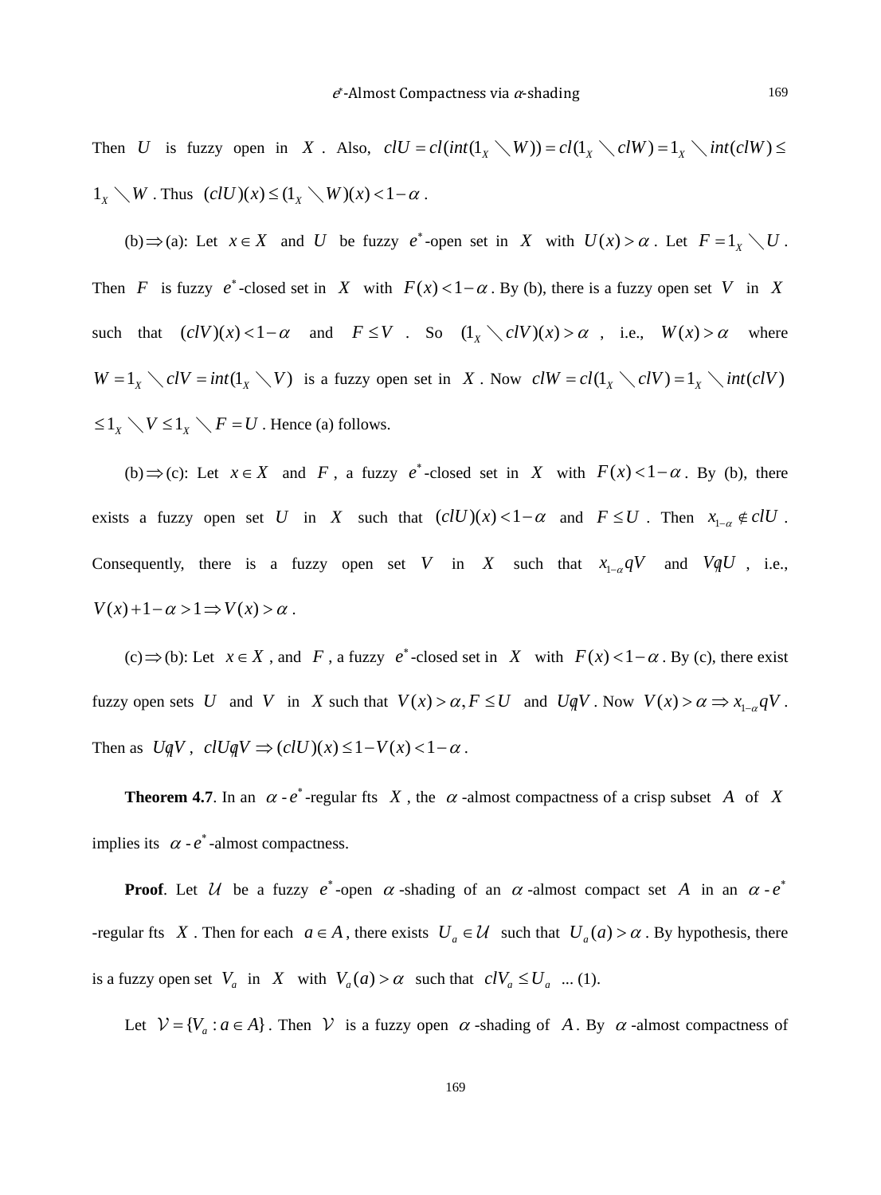Then $U$ is fuzzy open in $X$. Also, $clU = cl(int(1_X \setminus W)) = cl(1_X \setminus clW) = 1_X \setminus int(clW) \leq 1_X \setminus W$. Thus $(clU)(x) \leq (1_X \setminus W)(x) < 1-\alpha$.

(b)$\Rightarrow$(a): Let $x \in X$ and $U$ be fuzzy $e^*$-open set in $X$ with $U(x) > \alpha$. Let $F = 1_X \setminus U$. Then $F$ is fuzzy $e^*$-closed set in $X$ with $F(x) < 1-\alpha$. By (b), there is a fuzzy open set $V$ in $X$ such that $(clV)(x) < 1-\alpha$ and $F \leq V$. So $(1_X \setminus clV)(x) > \alpha$, i.e., $W(x) > \alpha$ where $W = 1_X \setminus clV = int(1_X \setminus V)$ is a fuzzy open set in $X$. Now $clW = cl(1_X \setminus clV) = 1_X \setminus int(clV)$ $\leq 1_X \setminus V \leq 1_X \setminus F = U$. Hence (a) follows.

(b)$\Rightarrow$(c): Let $x \in X$ and $F$, a fuzzy $e^*$-closed set in $X$ with $F(x) < 1-\alpha$. By (b), there exists a fuzzy open set $U$ in $X$ such that $(clU)(x) < 1-\alpha$ and $F \leq U$. Then $x_{1-\alpha} \notin clU$. Consequently, there is a fuzzy open set $V$ in $X$ such that $x_{1-\alpha} qV$ and $V \not{q} U$, i.e., $V(x) + 1 - \alpha > 1 \Rightarrow V(x) > \alpha$.

(c)$\Rightarrow$(b): Let $x \in X$, and $F$, a fuzzy $e^*$-closed set in $X$ with $F(x) < 1-\alpha$. By (c), there exist fuzzy open sets $U$ and $V$ in $X$ such that $V(x) > \alpha, F \leq U$ and $U \not{q} V$. Now $V(x) > \alpha \Rightarrow x_{1-\alpha} qV$. Then as $U \not{q} V$, $clU \not{q} V \Rightarrow (clU)(x) \leq 1 - V(x) < 1-\alpha$.

**Theorem 4.7**. In an $\alpha$-$e^*$-regular fts $X$, the $\alpha$-almost compactness of a crisp subset $A$ of $X$ implies its $\alpha$-$e^*$-almost compactness.

**Proof**. Let $\mathcal{U}$ be a fuzzy $e^*$-open $\alpha$-shading of an $\alpha$-almost compact set $A$ in an $\alpha$-$e^*$-regular fts $X$. Then for each $a \in A$, there exists $U_a \in \mathcal{U}$ such that $U_a(a) > \alpha$. By hypothesis, there is a fuzzy open set $V_a$ in $X$ with $V_a(a) > \alpha$ such that $clV_a \leq U_a$ ... (1).

Let $\mathcal{V} = \{V_a : a \in A\}$. Then $\mathcal{V}$ is a fuzzy open $\alpha$-shading of $A$. By $\alpha$-almost compactness of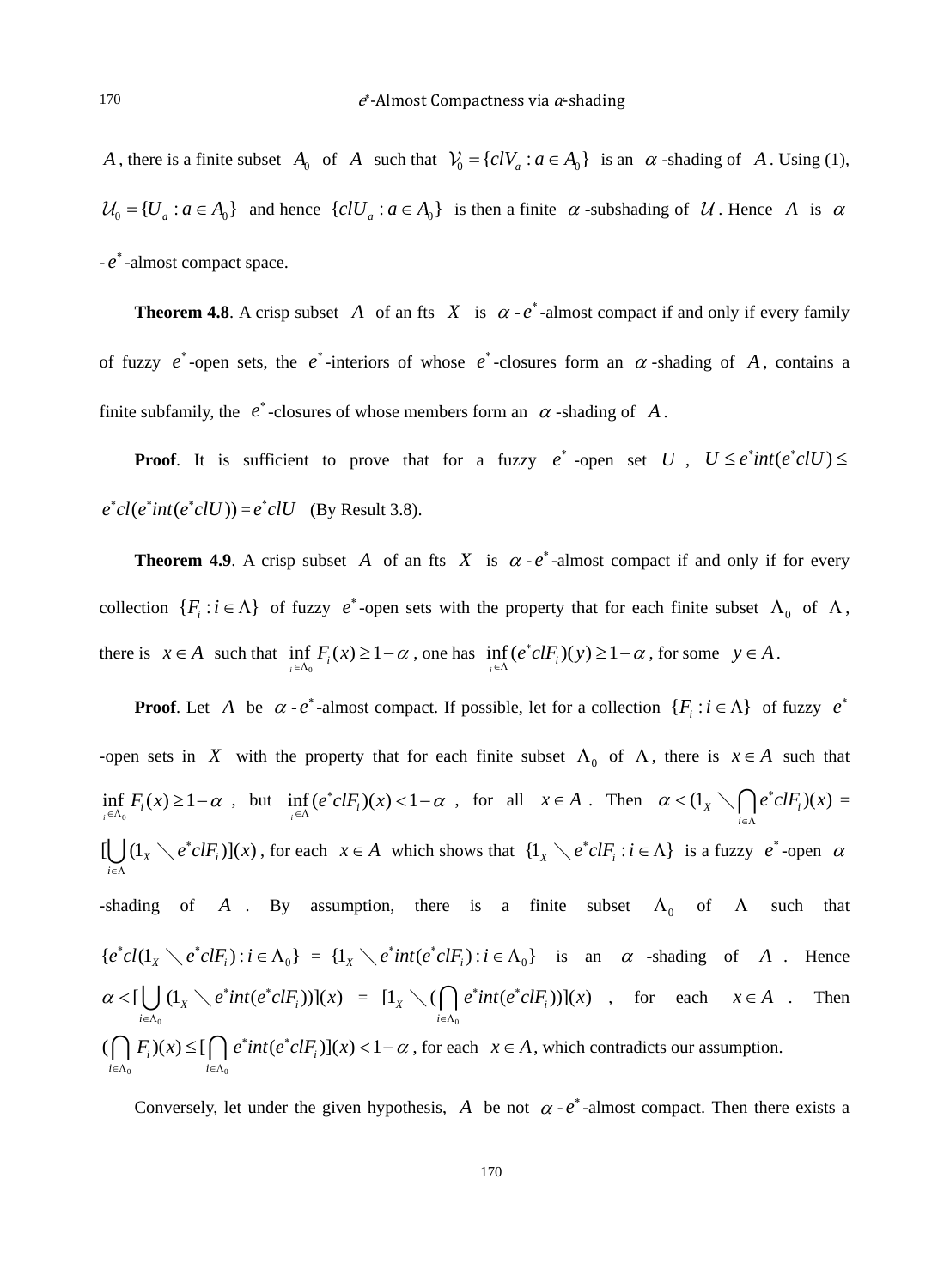$A$, there is a finite subset $A_0$ of $A$ such that $\mathcal{V}_0 = \{clV_a : a \in A_0\}$ is an $\alpha$-shading of $A$. Using (1), $\mathcal{U}_0 = \{U_a : a \in A_0\}$ and hence $\{clU_a : a \in A_0\}$ is then a finite $\alpha$-subshading of $\mathcal{U}$. Hence $A$ is $\alpha$-$e^*$-almost compact space.

**Theorem 4.8**. A crisp subset $A$ of an fts $X$ is $\alpha$-$e^*$-almost compact if and only if every family of fuzzy $e^*$-open sets, the $e^*$-interiors of whose $e^*$-closures form an $\alpha$-shading of $A$, contains a finite subfamily, the $e^*$-closures of whose members form an $\alpha$-shading of $A$.

**Proof**. It is sufficient to prove that for a fuzzy $e^*$-open set $U$, $U \leq e^*int(e^*clU) \leq e^*cl(e^*int(e^*clU)) = e^*clU$ (By Result 3.8).

**Theorem 4.9**. A crisp subset $A$ of an fts $X$ is $\alpha$-$e^*$-almost compact if and only if for every collection $\{F_i : i \in \Lambda\}$ of fuzzy $e^*$-open sets with the property that for each finite subset $\Lambda_0$ of $\Lambda$, there is $x \in A$ such that $\inf_{i \in \Lambda_0} F_i(x) \geq 1-\alpha$, one has $\inf_{i \in \Lambda}(e^*clF_i)(y) \geq 1-\alpha$, for some $y \in A$.

**Proof**. Let $A$ be $\alpha$-$e^*$-almost compact. If possible, let for a collection $\{F_i : i \in \Lambda\}$ of fuzzy $e^*$-open sets in $X$ with the property that for each finite subset $\Lambda_0$ of $\Lambda$, there is $x \in A$ such that $\inf_{i \in \Lambda_0} F_i(x) \geq 1-\alpha$, but $\inf_{i \in \Lambda}(e^*clF_i)(x) < 1-\alpha$, for all $x \in A$. Then $\alpha < (1_X \setminus \bigcap_{i \in \Lambda} e^*clF_i)(x) = [\bigcup_{i \in \Lambda}(1_X \setminus e^*clF_i)](x)$, for each $x \in A$ which shows that $\{1_X \setminus e^*clF_i : i \in \Lambda\}$ is a fuzzy $e^*$-open $\alpha$-shading of $A$. By assumption, there is a finite subset $\Lambda_0$ of $\Lambda$ such that $\{e^*cl(1_X \setminus e^*clF_i) : i \in \Lambda_0\} = \{1_X \setminus e^*int(e^*clF_i) : i \in \Lambda_0\}$ is an $\alpha$-shading of $A$. Hence $\alpha < [\bigcup_{i \in \Lambda_0}(1_X \setminus e^*int(e^*clF_i))](x) = [1_X \setminus (\bigcap_{i \in \Lambda_0} e^*int(e^*clF_i))](x)$, for each $x \in A$. Then $(\bigcap_{i \in \Lambda_0} F_i)(x) \leq [\bigcap_{i \in \Lambda_0} e^*int(e^*clF_i)](x) < 1-\alpha$, for each $x \in A$, which contradicts our assumption.

Conversely, let under the given hypothesis, $A$ be not $\alpha$-$e^*$-almost compact. Then there exists a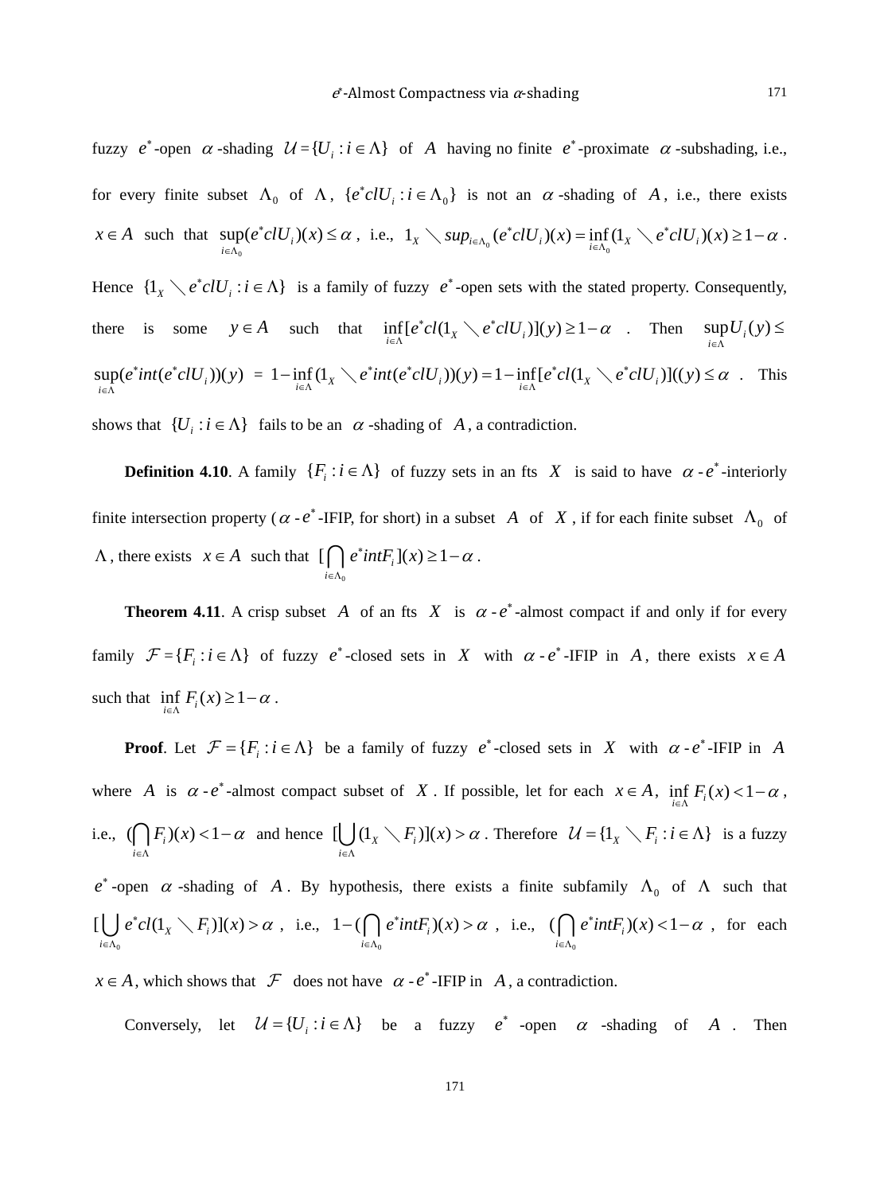fuzzy $e^*$-open $\alpha$-shading $\mathcal{U}=\{U_i : i\in\Lambda\}$ of $A$ having no finite $e^*$-proximate $\alpha$-subshading, i.e., for every finite subset $\Lambda_0$ of $\Lambda$, $\{e^*clU_i : i\in\Lambda_0\}$ is not an $\alpha$-shading of $A$, i.e., there exists $x\in A$ such that $\sup\limits_{i\in\Lambda_0}(e^*clU_i)(x)\le\alpha$, i.e., $1_X\setminus sup_{i\in\Lambda_0}(e^*clU_i)(x)=\inf\limits_{i\in\Lambda_0}(1_X\setminus e^*clU_i)(x)\ge 1-\alpha$. Hence $\{1_X\setminus e^*clU_i : i\in\Lambda\}$ is a family of fuzzy $e^*$-open sets with the stated property. Consequently, there is some $y\in A$ such that $\inf\limits_{i\in\Lambda}[e^*cl(1_X\setminus e^*clU_i)](y)\ge 1-\alpha$. Then $\sup\limits_{i\in\Lambda}U_i(y)\le \sup\limits_{i\in\Lambda}(e^*int(e^*clU_i))(y) = 1-\inf\limits_{i\in\Lambda}(1_X\setminus e^*int(e^*clU_i))(y)=1-\inf\limits_{i\in\Lambda}[e^*cl(1_X\setminus e^*clU_i)]((y)\le\alpha$. This shows that $\{U_i : i\in\Lambda\}$ fails to be an $\alpha$-shading of $A$, a contradiction.

**Definition 4.10**. A family $\{F_i : i\in\Lambda\}$ of fuzzy sets in an fts $X$ is said to have $\alpha$-$e^*$-interiorly finite intersection property ($\alpha$-$e^*$-IFIP, for short) in a subset $A$ of $X$, if for each finite subset $\Lambda_0$ of $\Lambda$, there exists $x\in A$ such that $[\bigcap\limits_{i\in\Lambda_0}e^*intF_i](x)\ge 1-\alpha$.

**Theorem 4.11**. A crisp subset $A$ of an fts $X$ is $\alpha$-$e^*$-almost compact if and only if for every family $\mathcal{F}=\{F_i : i\in\Lambda\}$ of fuzzy $e^*$-closed sets in $X$ with $\alpha$-$e^*$-IFIP in $A$, there exists $x\in A$ such that $\inf\limits_{i\in\Lambda}F_i(x)\ge 1-\alpha$.

**Proof**. Let $\mathcal{F}=\{F_i : i\in\Lambda\}$ be a family of fuzzy $e^*$-closed sets in $X$ with $\alpha$-$e^*$-IFIP in $A$ where $A$ is $\alpha$-$e^*$-almost compact subset of $X$. If possible, let for each $x\in A$, $\inf\limits_{i\in\Lambda}F_i(x)<1-\alpha$, i.e., $(\bigcap\limits_{i\in\Lambda}F_i)(x)<1-\alpha$ and hence $[\bigcup\limits_{i\in\Lambda}(1_X\setminus F_i)](x)>\alpha$. Therefore $\mathcal{U}=\{1_X\setminus F_i : i\in\Lambda\}$ is a fuzzy $e^*$-open $\alpha$-shading of $A$. By hypothesis, there exists a finite subfamily $\Lambda_0$ of $\Lambda$ such that $[\bigcup\limits_{i\in\Lambda_0}e^*cl(1_X\setminus F_i)](x)>\alpha$, i.e., $1-(\bigcap\limits_{i\in\Lambda_0}e^*intF_i)(x)>\alpha$, i.e., $(\bigcap\limits_{i\in\Lambda_0}e^*intF_i)(x)<1-\alpha$, for each $x\in A$, which shows that $\mathcal{F}$ does not have $\alpha$-$e^*$-IFIP in $A$, a contradiction.

Conversely, let $\mathcal{U}=\{U_i : i\in\Lambda\}$ be a fuzzy $e^*$-open $\alpha$-shading of $A$. Then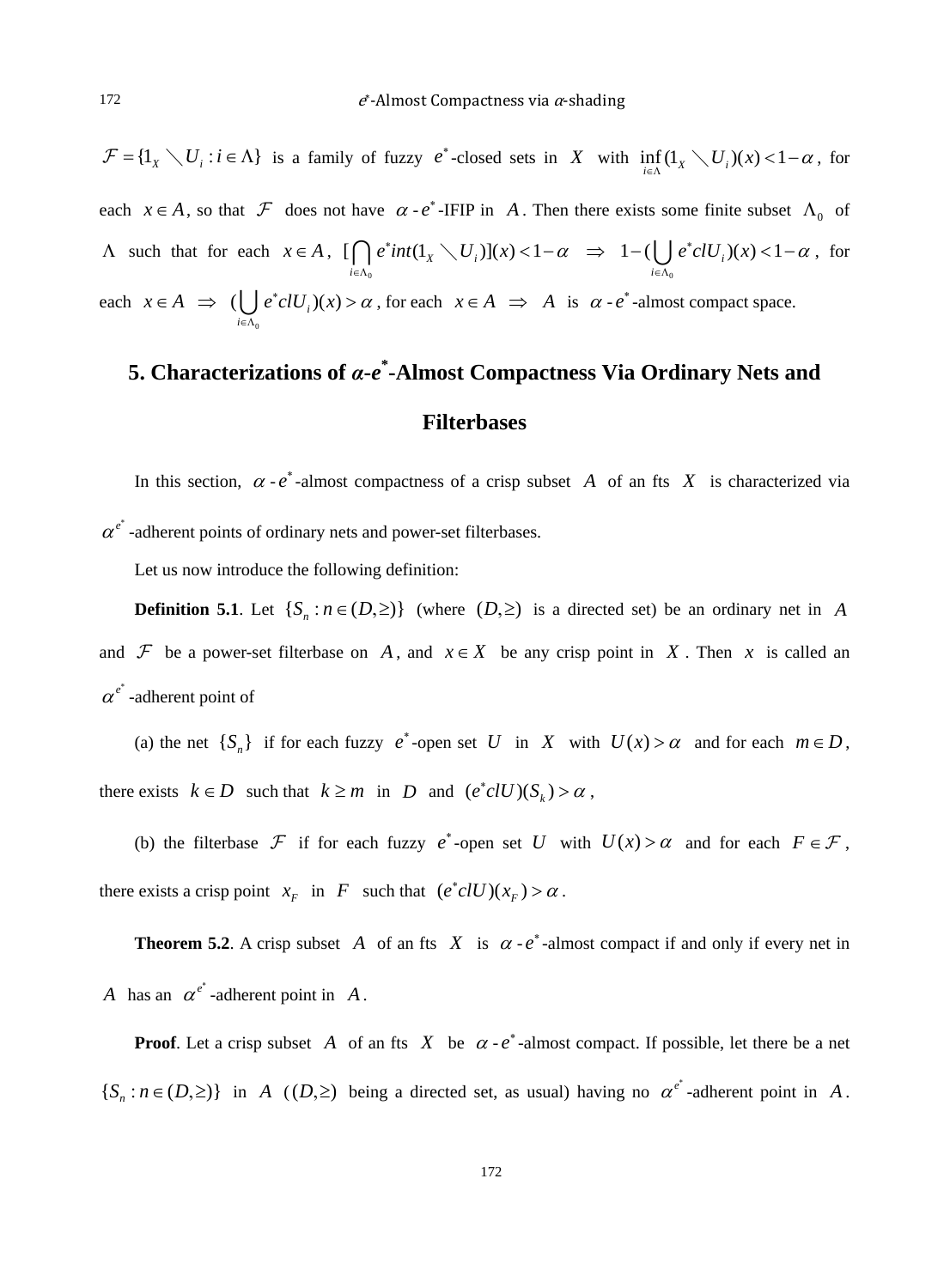$\mathcal{F} = \{1_X \setminus U_i : i \in \Lambda\}$ is a family of fuzzy $e^*$-closed sets in $X$ with $\inf_{i\in\Lambda}(1_X \setminus U_i)(x) < 1-\alpha$, for each $x \in A$, so that $\mathcal{F}$ does not have $\alpha$-$e^*$-IFIP in $A$. Then there exists some finite subset $\Lambda_0$ of $\Lambda$ such that for each $x \in A$, $[\bigcap_{i\in\Lambda_0} e^*int(1_X \setminus U_i)](x) < 1-\alpha \Rightarrow 1-(\bigcup_{i\in\Lambda_0} e^*clU_i)(x) < 1-\alpha$, for each $x \in A \Rightarrow (\bigcup_{i\in\Lambda_0} e^*clU_i)(x) > \alpha$, for each $x \in A \Rightarrow A$ is $\alpha$-$e^*$-almost compact space.

## 5. Characterizations of $\alpha$-$e^*$-Almost Compactness Via Ordinary Nets and Filterbases

In this section, $\alpha$-$e^*$-almost compactness of a crisp subset $A$ of an fts $X$ is characterized via $\alpha^{e^*}$-adherent points of ordinary nets and power-set filterbases.

Let us now introduce the following definition:

**Definition 5.1**. Let $\{S_n : n \in (D,\geq)\}$ (where $(D,\geq)$ is a directed set) be an ordinary net in $A$ and $\mathcal{F}$ be a power-set filterbase on $A$, and $x \in X$ be any crisp point in $X$. Then $x$ is called an $\alpha^{e^*}$-adherent point of

(a) the net $\{S_n\}$ if for each fuzzy $e^*$-open set $U$ in $X$ with $U(x) > \alpha$ and for each $m \in D$, there exists $k \in D$ such that $k \geq m$ in $D$ and $(e^*clU)(S_k) > \alpha$,

(b) the filterbase $\mathcal{F}$ if for each fuzzy $e^*$-open set $U$ with $U(x) > \alpha$ and for each $F \in \mathcal{F}$, there exists a crisp point $x_F$ in $F$ such that $(e^*clU)(x_F) > \alpha$.

**Theorem 5.2**. A crisp subset $A$ of an fts $X$ is $\alpha$-$e^*$-almost compact if and only if every net in $A$ has an $\alpha^{e^*}$-adherent point in $A$.

**Proof**. Let a crisp subset $A$ of an fts $X$ be $\alpha$-$e^*$-almost compact. If possible, let there be a net $\{S_n : n \in (D,\geq)\}$ in $A$ ($(D,\geq)$ being a directed set, as usual) having no $\alpha^{e^*}$-adherent point in $A$.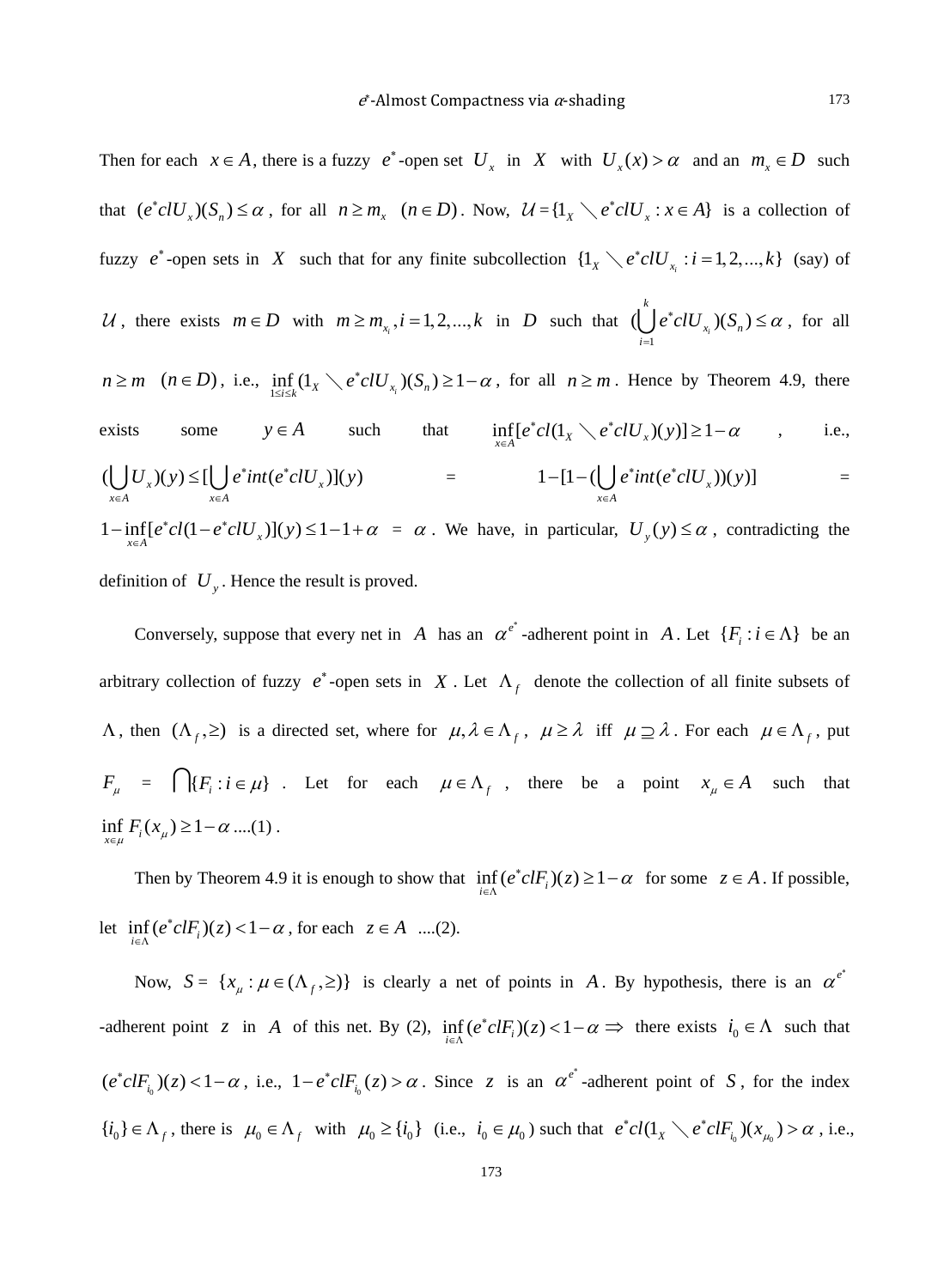Then for each $x \in A$, there is a fuzzy $e^*$-open set $U_x$ in $X$ with $U_x(x) > \alpha$ and an $m_x \in D$ such that $(e^*clU_x)(S_n) \le \alpha$, for all $n \ge m_x \quad (n \in D)$. Now, $\mathcal{U} = \{1_X \setminus e^*clU_x : x \in A\}$ is a collection of fuzzy $e^*$-open sets in $X$ such that for any finite subcollection $\{1_X \setminus e^*clU_{x_i} : i = 1, 2, ..., k\}$ (say) of $\mathcal{U}$, there exists $m \in D$ with $m \ge m_{x_i}, i = 1, 2, ..., k$ in $D$ such that $(\bigcup_{i=1}^{k} e^*clU_{x_i})(S_n) \le \alpha$, for all $n \ge m \quad (n \in D)$, i.e., $\inf_{1 \le i \le k}(1_X \setminus e^*clU_{x_i})(S_n) \ge 1 - \alpha$, for all $n \ge m$. Hence by Theorem 4.9, there exists some $y \in A$ such that $\inf_{x \in A}[e^*cl(1_X \setminus e^*clU_x)(y)] \ge 1 - \alpha$, i.e., $(\bigcup_{x \in A} U_x)(y) \le [\bigcup_{x \in A} e^*int(e^*clU_x)](y) = 1 - [1 - (\bigcup_{x \in A} e^*int(e^*clU_x))(y)] = 1 - \inf_{x \in A}[e^*cl(1 - e^*clU_x)](y) \le 1 - 1 + \alpha = \alpha$. We have, in particular, $U_y(y) \le \alpha$, contradicting the definition of $U_y$. Hence the result is proved.

Conversely, suppose that every net in $A$ has an $\alpha^{e^*}$-adherent point in $A$. Let $\{F_i : i \in \Lambda\}$ be an arbitrary collection of fuzzy $e^*$-open sets in $X$. Let $\Lambda_f$ denote the collection of all finite subsets of $\Lambda$, then $(\Lambda_f, \ge)$ is a directed set, where for $\mu, \lambda \in \Lambda_f$, $\mu \ge \lambda$ iff $\mu \supseteq \lambda$. For each $\mu \in \Lambda_f$, put $F_\mu = \bigcap\{F_i : i \in \mu\}$. Let for each $\mu \in \Lambda_f$, there be a point $x_\mu \in A$ such that $\inf_{x \in \mu} F_i(x_\mu) \ge 1 - \alpha$ ....(1).

Then by Theorem 4.9 it is enough to show that $\inf_{i \in \Lambda}(e^*clF_i)(z) \ge 1 - \alpha$ for some $z \in A$. If possible, let $\inf_{i \in \Lambda}(e^*clF_i)(z) < 1 - \alpha$, for each $z \in A$ ....(2).

Now, $S = \{x_\mu : \mu \in (\Lambda_f, \ge)\}$ is clearly a net of points in $A$. By hypothesis, there is an $\alpha^{e^*}$-adherent point $z$ in $A$ of this net. By (2), $\inf_{i \in \Lambda}(e^*clF_i)(z) < 1 - \alpha \Rightarrow$ there exists $i_0 \in \Lambda$ such that $(e^*clF_{i_0})(z) < 1 - \alpha$, i.e., $1 - e^*clF_{i_0}(z) > \alpha$. Since $z$ is an $\alpha^{e^*}$-adherent point of $S$, for the index $\{i_0\} \in \Lambda_f$, there is $\mu_0 \in \Lambda_f$ with $\mu_0 \ge \{i_0\}$ (i.e., $i_0 \in \mu_0$) such that $e^*cl(1_X \setminus e^*clF_{i_0})(x_{\mu_0}) > \alpha$, i.e.,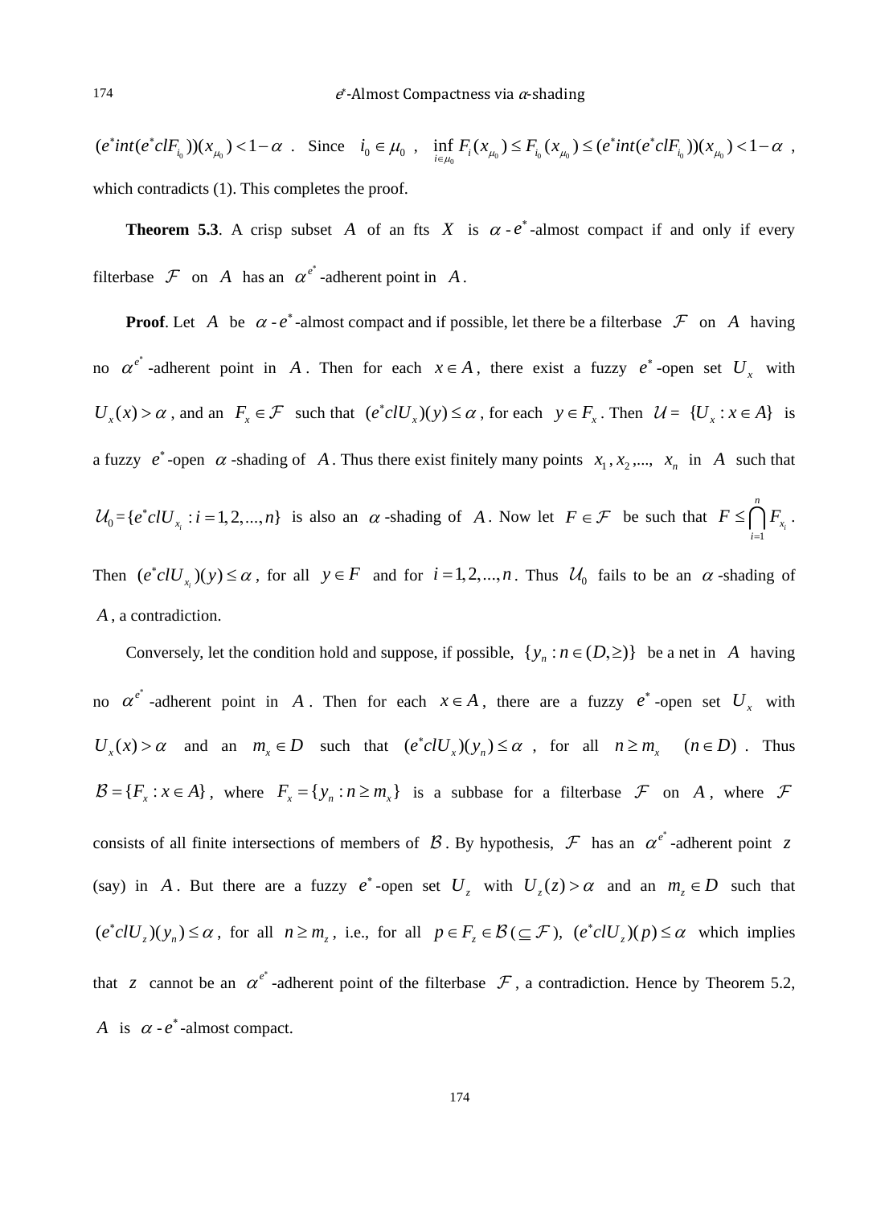$(e^*int(e^*clF_{i_0}))(x_{\mu_0}) < 1-\alpha$ . Since $i_0 \in \mu_0$ , $\inf_{i \in \mu_0} F_i(x_{\mu_0}) \le F_{i_0}(x_{\mu_0}) \le (e^*int(e^*clF_{i_0}))(x_{\mu_0}) < 1-\alpha$ , which contradicts (1). This completes the proof.

**Theorem 5.3**. A crisp subset $A$ of an fts $X$ is $\alpha$ - $e^*$-almost compact if and only if every filterbase $\mathcal{F}$ on $A$ has an $\alpha^{e^*}$-adherent point in $A$.

**Proof**. Let $A$ be $\alpha$ - $e^*$-almost compact and if possible, let there be a filterbase $\mathcal{F}$ on $A$ having no $\alpha^{e^*}$-adherent point in $A$. Then for each $x \in A$, there exist a fuzzy $e^*$-open set $U_x$ with $U_x(x) > \alpha$, and an $F_x \in \mathcal{F}$ such that $(e^*clU_x)(y) \le \alpha$, for each $y \in F_x$. Then $\mathcal{U} = \{U_x : x \in A\}$ is a fuzzy $e^*$-open $\alpha$-shading of $A$. Thus there exist finitely many points $x_1, x_2, ..., x_n$ in $A$ such that $\mathcal{U}_0 = \{e^*clU_{x_i} : i = 1, 2, ..., n\}$ is also an $\alpha$-shading of $A$. Now let $F \in \mathcal{F}$ be such that $F \le \bigcap_{i=1}^{n} F_{x_i}$. Then $(e^*clU_{x_i})(y) \le \alpha$, for all $y \in F$ and for $i = 1, 2, ..., n$. Thus $\mathcal{U}_0$ fails to be an $\alpha$-shading of $A$, a contradiction.

Conversely, let the condition hold and suppose, if possible, $\{y_n : n \in (D, \ge)\}$ be a net in $A$ having no $\alpha^{e^*}$-adherent point in $A$. Then for each $x \in A$, there are a fuzzy $e^*$-open set $U_x$ with $U_x(x) > \alpha$ and an $m_x \in D$ such that $(e^*clU_x)(y_n) \le \alpha$ , for all $n \ge m_x$ $(n \in D)$ . Thus $\mathcal{B} = \{F_x : x \in A\}$, where $F_x = \{y_n : n \ge m_x\}$ is a subbase for a filterbase $\mathcal{F}$ on $A$, where $\mathcal{F}$ consists of all finite intersections of members of $\mathcal{B}$. By hypothesis, $\mathcal{F}$ has an $\alpha^{e^*}$-adherent point $z$ (say) in $A$. But there are a fuzzy $e^*$-open set $U_z$ with $U_z(z) > \alpha$ and an $m_z \in D$ such that $(e^*clU_z)(y_n) \le \alpha$, for all $n \ge m_z$, i.e., for all $p \in F_z \in \mathcal{B} (\subseteq \mathcal{F})$, $(e^*clU_z)(p) \le \alpha$ which implies that $z$ cannot be an $\alpha^{e^*}$-adherent point of the filterbase $\mathcal{F}$, a contradiction. Hence by Theorem 5.2, $A$ is $\alpha$ - $e^*$-almost compact.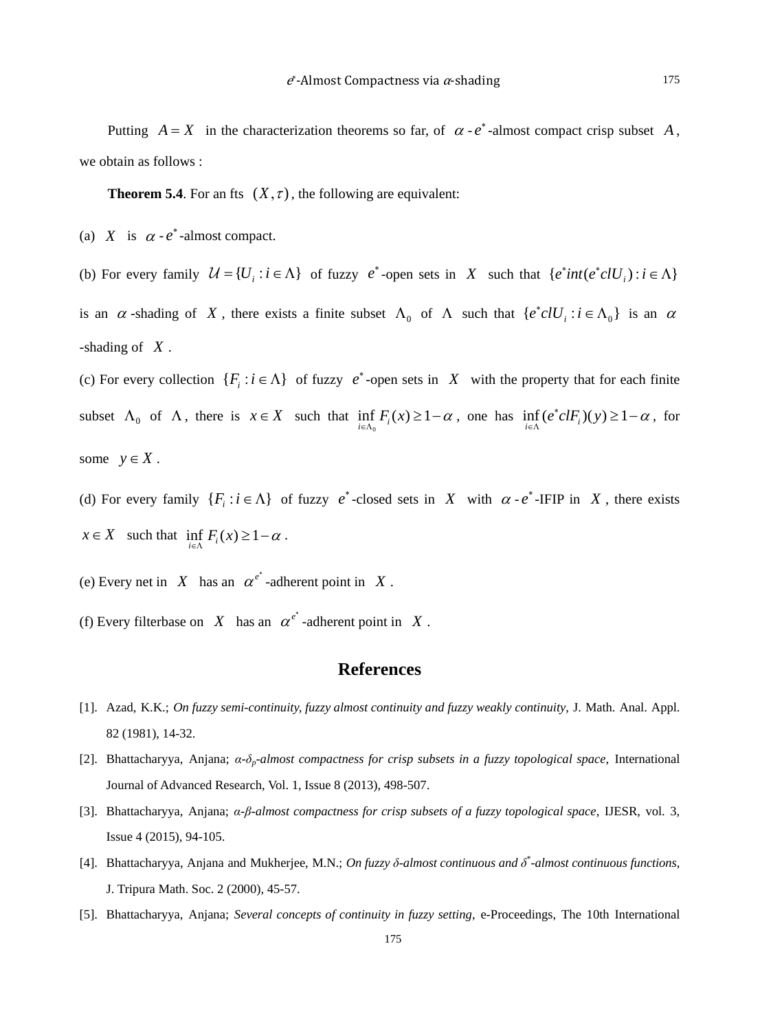Putting $A = X$ in the characterization theorems so far, of $\alpha$-$e^*$-almost compact crisp subset $A$, we obtain as follows :

**Theorem 5.4**. For an fts $(X, \tau)$, the following are equivalent:

(a) $X$ is $\alpha$-$e^*$-almost compact.

(b) For every family $\mathcal{U} = \{U_i : i \in \Lambda\}$ of fuzzy $e^*$-open sets in $X$ such that $\{e^*int(e^*clU_i) : i \in \Lambda\}$ is an $\alpha$-shading of $X$, there exists a finite subset $\Lambda_0$ of $\Lambda$ such that $\{e^*clU_i : i \in \Lambda_0\}$ is an $\alpha$-shading of $X$.

(c) For every collection $\{F_i : i \in \Lambda\}$ of fuzzy $e^*$-open sets in $X$ with the property that for each finite subset $\Lambda_0$ of $\Lambda$, there is $x \in X$ such that $\inf\limits_{i \in \Lambda_0} F_i(x) \geq 1 - \alpha$, one has $\inf\limits_{i \in \Lambda} (e^*clF_i)(y) \geq 1 - \alpha$, for some $y \in X$.

(d) For every family $\{F_i : i \in \Lambda\}$ of fuzzy $e^*$-closed sets in $X$ with $\alpha$-$e^*$-IFIP in $X$, there exists $x \in X$ such that $\inf\limits_{i \in \Lambda} F_i(x) \geq 1 - \alpha$.

(e) Every net in $X$ has an $\alpha^{e^*}$-adherent point in $X$.

(f) Every filterbase on $X$ has an $\alpha^{e^*}$-adherent point in $X$.

## References

[1]. Azad, K.K.; *On fuzzy semi-continuity, fuzzy almost continuity and fuzzy weakly continuity*, J. Math. Anal. Appl. 82 (1981), 14-32.

[2]. Bhattacharyya, Anjana; *α-$\delta_p$-almost compactness for crisp subsets in a fuzzy topological space*, International Journal of Advanced Research, Vol. 1, Issue 8 (2013), 498-507.

[3]. Bhattacharyya, Anjana; *α-β-almost compactness for crisp subsets of a fuzzy topological space*, IJESR, vol. 3, Issue 4 (2015), 94-105.

[4]. Bhattacharyya, Anjana and Mukherjee, M.N.; *On fuzzy δ-almost continuous and $\delta^*$-almost continuous functions*, J. Tripura Math. Soc. 2 (2000), 45-57.

[5]. Bhattacharyya, Anjana; *Several concepts of continuity in fuzzy setting*, e-Proceedings, The 10th International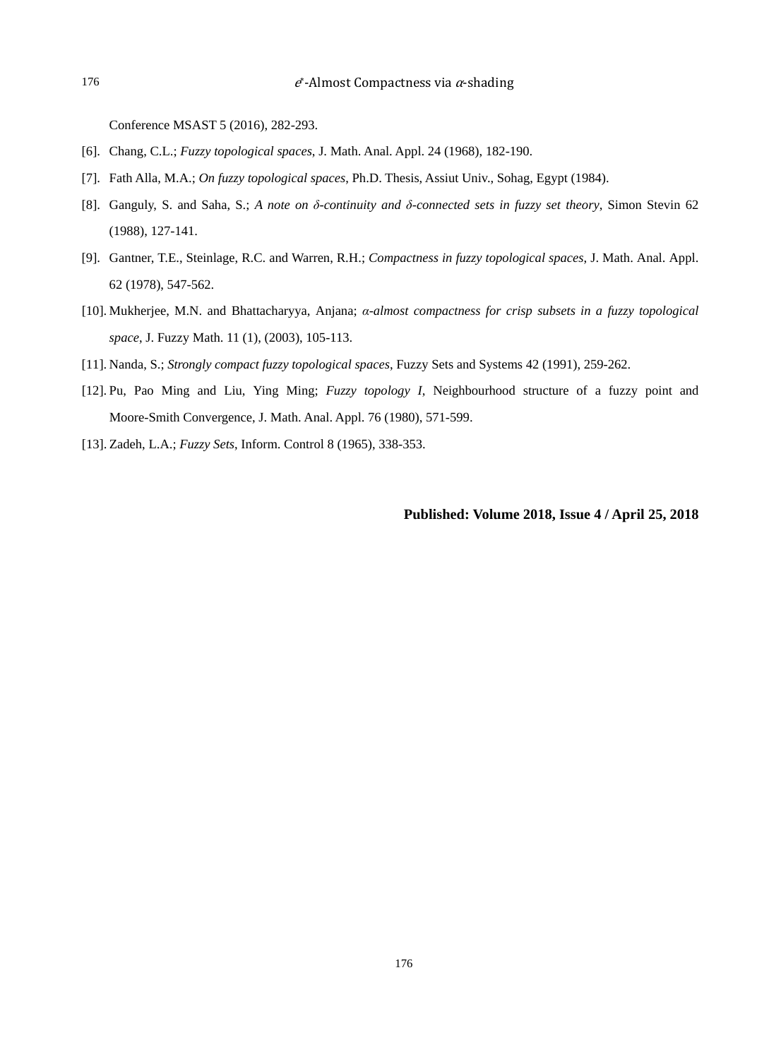Conference MSAST 5 (2016), 282-293.

[6]. Chang, C.L.; *Fuzzy topological spaces*, J. Math. Anal. Appl. 24 (1968), 182-190.

[7]. Fath Alla, M.A.; *On fuzzy topological spaces*, Ph.D. Thesis, Assiut Univ., Sohag, Egypt (1984).

[8]. Ganguly, S. and Saha, S.; *A note on $\delta$-continuity and $\delta$-connected sets in fuzzy set theory*, Simon Stevin 62 (1988), 127-141.

[9]. Gantner, T.E., Steinlage, R.C. and Warren, R.H.; *Compactness in fuzzy topological spaces*, J. Math. Anal. Appl. 62 (1978), 547-562.

[10]. Mukherjee, M.N. and Bhattacharyya, Anjana; *$\alpha$-almost compactness for crisp subsets in a fuzzy topological space*, J. Fuzzy Math. 11 (1), (2003), 105-113.

[11]. Nanda, S.; *Strongly compact fuzzy topological spaces*, Fuzzy Sets and Systems 42 (1991), 259-262.

[12]. Pu, Pao Ming and Liu, Ying Ming; *Fuzzy topology I*, Neighbourhood structure of a fuzzy point and Moore-Smith Convergence, J. Math. Anal. Appl. 76 (1980), 571-599.

[13]. Zadeh, L.A.; *Fuzzy Sets*, Inform. Control 8 (1965), 338-353.

**Published: Volume 2018, Issue 4 / April 25, 2018**